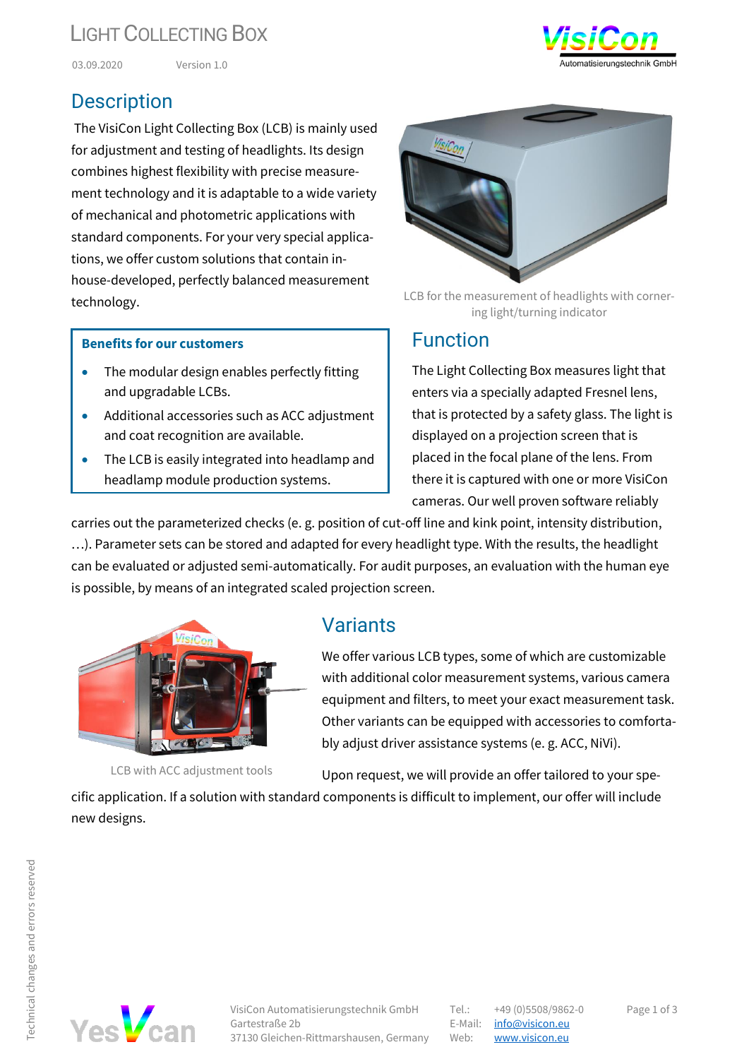# Light Collecting Box

03.09.2020 Version 1.0

## Description

The VisiCon Light Collecting Box (LCB) is mainly used for adjustment and testing of headlights. Its design combines highest flexibility with precise measurement technology and it is adaptable to a wide variety of mechanical and photometric applications with standard components. For your very special applications, we offer custom solutions that contain in-house-developed, perfectly balanced measurement technology.

LCB for the measurement of headlights with cornering light/turning indicator

**Benefits for our customers**

- The modular design enables perfectly fitting and upgradable LCBs.
- Additional accessories such as ACC adjustment and coat recognition are available.
- The LCB is easily integrated into headlamp and headlamp module production systems.

## Function

The Light Collecting Box measures light that enters via a specially adapted Fresnel lens, that is protected by a safety glass. The light is displayed on a projection screen that is placed in the focal plane of the lens. From there it is captured with one or more VisiCon cameras. Our well proven software reliably carries out the parameterized checks (e. g. position of cut-off line and kink point, intensity distribution, …). Parameter sets can be stored and adapted for every headlight type. With the results, the headlight can be evaluated or adjusted semi-automatically. For audit purposes, an evaluation with the human eye is possible, by means of an integrated scaled projection screen.

## Variants

We offer various LCB types, some of which are customizable with additional color measurement systems, various camera equipment and filters, to meet your exact measurement task. Other variants can be equipped with accessories to comfortably adjust driver assistance systems (e. g. ACC, NiVi).

LCB with ACC adjustment tools

Upon request, we will provide an offer tailored to your specific application. If a solution with standard components is difficult to implement, our offer will include new designs.

Technical changes and errors reserved

VisiCon Automatisierungstechnik GmbH
Gartestraße 2b
37130 Gleichen-Rittmarshausen, Germany

Tel.: +49 (0)5508/9862-0
E-Mail: info@visicon.eu
Web: www.visicon.eu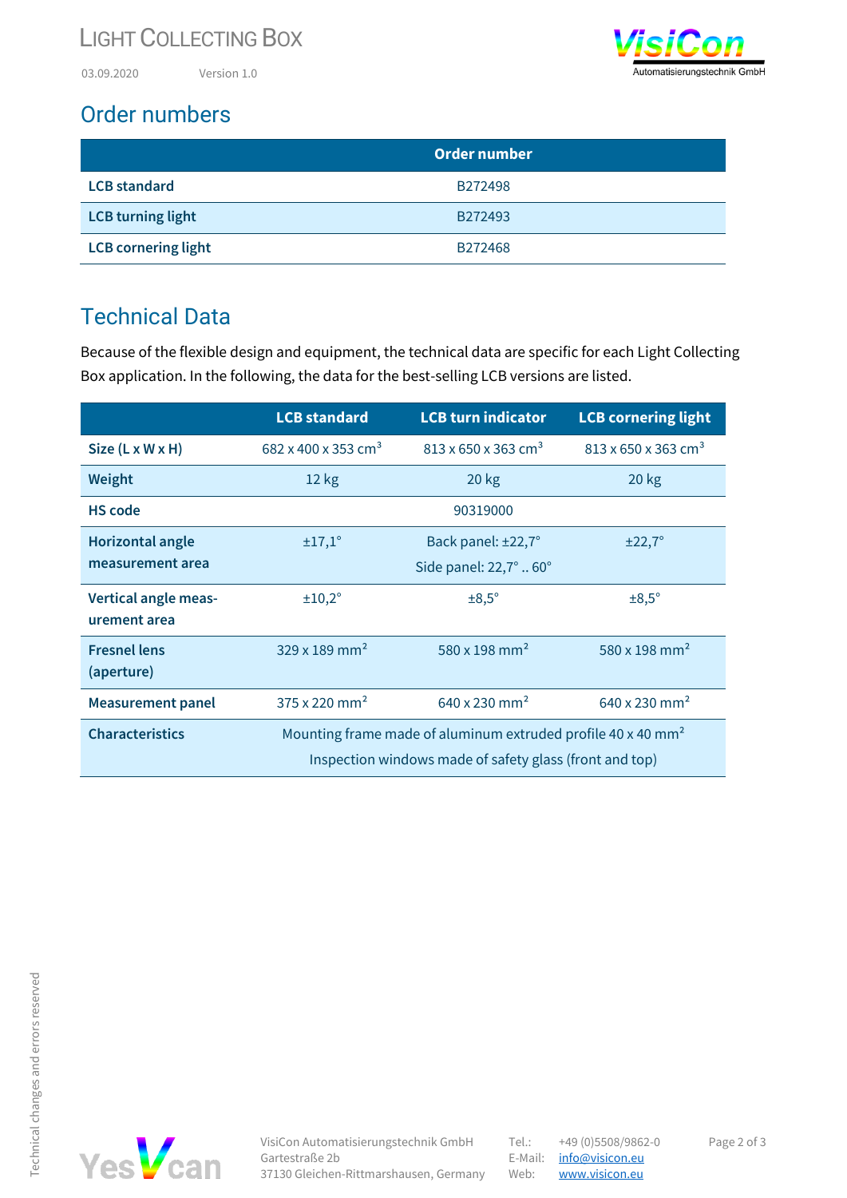## Order numbers

| | Order number |
|---|---|
| **LCB standard** | B272498 |
| **LCB turning light** | B272493 |
| **LCB cornering light** | B272468 |

## Technical Data

Because of the flexible design and equipment, the technical data are specific for each Light Collecting Box application. In the following, the data for the best-selling LCB versions are listed.

| | LCB standard | LCB turn indicator | LCB cornering light |
|---|---|---|---|
| **Size (L x W x H)** | 682 x 400 x 353 $cm^3$ | 813 x 650 x 363 $cm^3$ | 813 x 650 x 363 $cm^3$ |
| **Weight** | 12 kg | 20 kg | 20 kg |
| **HS code** | | 90319000 | |
| **Horizontal angle measurement area** | ±17,1° | Back panel: ±22,7°<br>Side panel: 22,7° .. 60° | ±22,7° |
| **Vertical angle measurement area** | ±10,2° | ±8,5° | ±8,5° |
| **Fresnel lens (aperture)** | 329 x 189 $mm^2$ | 580 x 198 $mm^2$ | 580 x 198 $mm^2$ |
| **Measurement panel** | 375 x 220 $mm^2$ | 640 x 230 $mm^2$ | 640 x 230 $mm^2$ |
| **Characteristics** | Mounting frame made of aluminum extruded profile 40 x 40 $mm^2$<br>Inspection windows made of safety glass (front and top) | | |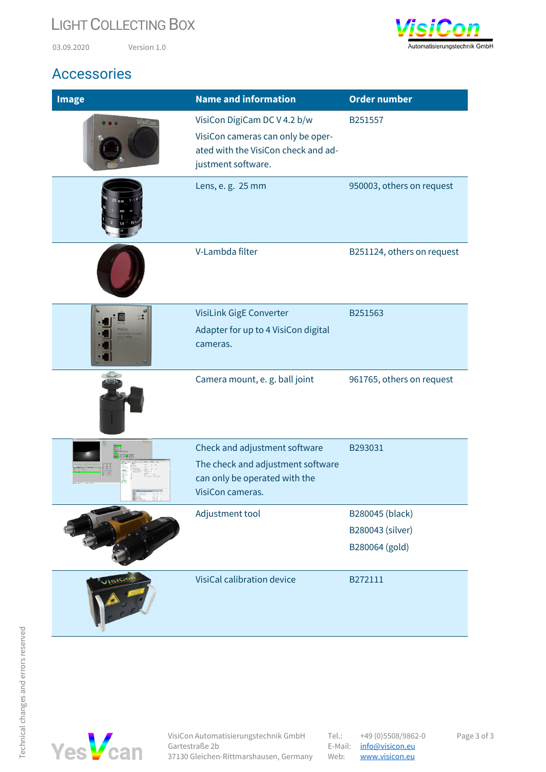## Accessories

| Image | Name and information | Order number |
|---|---|---|
| | VisiCon DigiCam DC V 4.2 b/w<br>VisiCon cameras can only be operated with the VisiCon check and adjustment software. | B251557 |
| | Lens, e. g. 25 mm | 950003, others on request |
| | V-Lambda filter | B251124, others on request |
| | VisiLink GigE Converter<br>Adapter for up to 4 VisiCon digital cameras. | B251563 |
| | Camera mount, e. g. ball joint | 961765, others on request |
| | Check and adjustment software<br>The check and adjustment software can only be operated with the VisiCon cameras. | B293031 |
| | Adjustment tool | B280045 (black)<br>B280043 (silver)<br>B280064 (gold) |
| | VisiCal calibration device | B272111 |